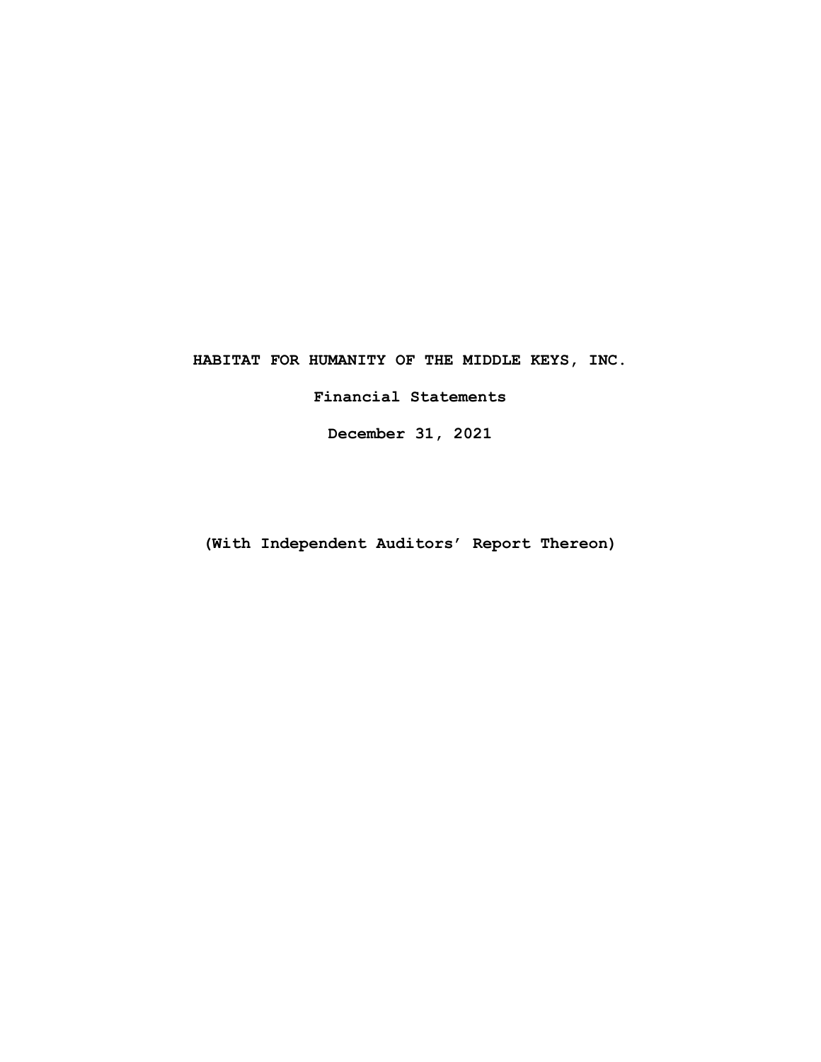**HABITAT FOR HUMANITY OF THE MIDDLE KEYS, INC.**

**Financial Statements**

**December 31, 2021**

**(With Independent Auditors' Report Thereon)**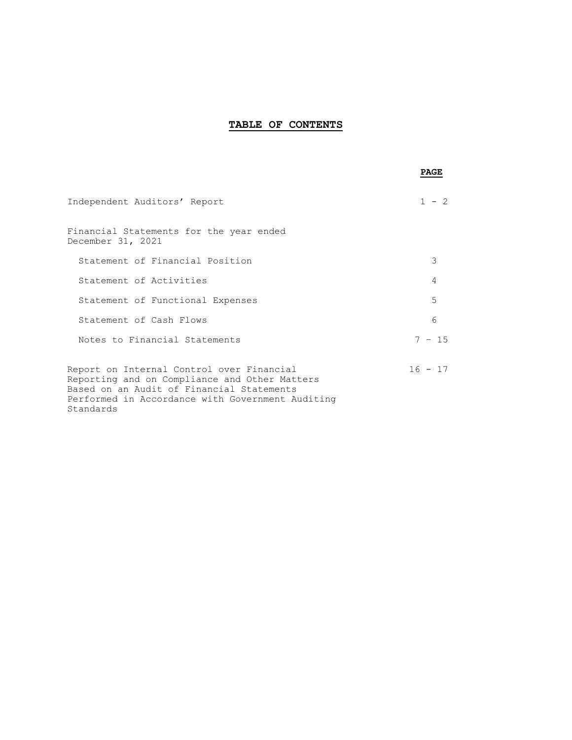# TABLE OF CONTENTS

| | PAGE |
|---|---|
| Independent Auditors' Report | 1 - 2 |
| Financial Statements for the year ended December 31, 2021 | |
| Statement of Financial Position | 3 |
| Statement of Activities | 4 |
| Statement of Functional Expenses | 5 |
| Statement of Cash Flows | 6 |
| Notes to Financial Statements | 7 – 15 |
| Report on Internal Control over Financial Reporting and on Compliance and Other Matters Based on an Audit of Financial Statements Performed in Accordance with Government Auditing Standards | 16 - 17 |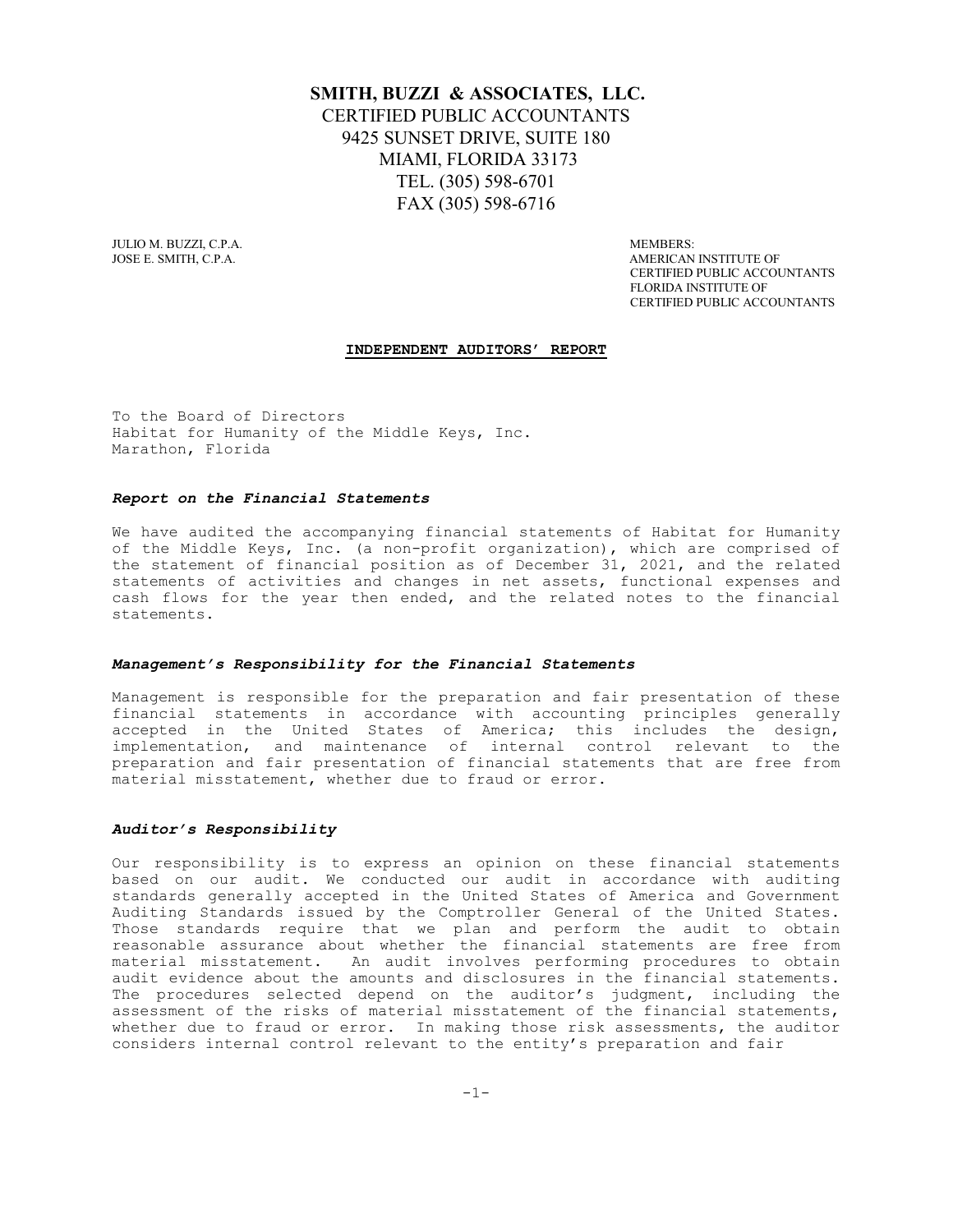**SMITH, BUZZI & ASSOCIATES, LLC.**
CERTIFIED PUBLIC ACCOUNTANTS
9425 SUNSET DRIVE, SUITE 180
MIAMI, FLORIDA 33173
TEL. (305) 598-6701
FAX (305) 598-6716

JULIO M. BUZZI, C.P.A.
JOSE E. SMITH, C.P.A.

MEMBERS:
AMERICAN INSTITUTE OF CERTIFIED PUBLIC ACCOUNTANTS
FLORIDA INSTITUTE OF CERTIFIED PUBLIC ACCOUNTANTS

## INDEPENDENT AUDITORS' REPORT

To the Board of Directors
Habitat for Humanity of the Middle Keys, Inc.
Marathon, Florida

### *Report on the Financial Statements*

We have audited the accompanying financial statements of Habitat for Humanity of the Middle Keys, Inc. (a non-profit organization), which are comprised of the statement of financial position as of December 31, 2021, and the related statements of activities and changes in net assets, functional expenses and cash flows for the year then ended, and the related notes to the financial statements.

### *Management's Responsibility for the Financial Statements*

Management is responsible for the preparation and fair presentation of these financial statements in accordance with accounting principles generally accepted in the United States of America; this includes the design, implementation, and maintenance of internal control relevant to the preparation and fair presentation of financial statements that are free from material misstatement, whether due to fraud or error.

### *Auditor's Responsibility*

Our responsibility is to express an opinion on these financial statements based on our audit. We conducted our audit in accordance with auditing standards generally accepted in the United States of America and Government Auditing Standards issued by the Comptroller General of the United States. Those standards require that we plan and perform the audit to obtain reasonable assurance about whether the financial statements are free from material misstatement. An audit involves performing procedures to obtain audit evidence about the amounts and disclosures in the financial statements. The procedures selected depend on the auditor's judgment, including the assessment of the risks of material misstatement of the financial statements, whether due to fraud or error. In making those risk assessments, the auditor considers internal control relevant to the entity's preparation and fair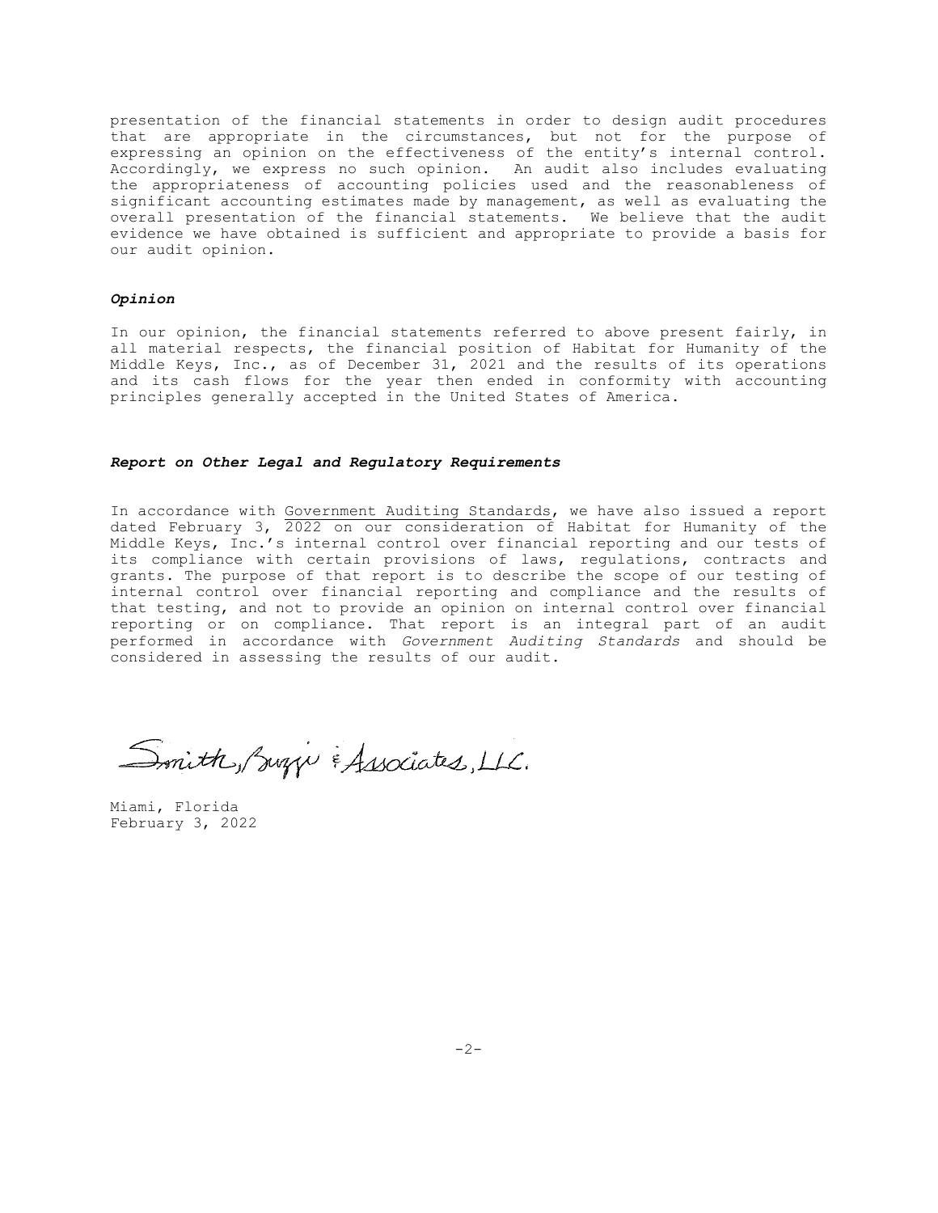presentation of the financial statements in order to design audit procedures that are appropriate in the circumstances, but not for the purpose of expressing an opinion on the effectiveness of the entity's internal control. Accordingly, we express no such opinion. An audit also includes evaluating the appropriateness of accounting policies used and the reasonableness of significant accounting estimates made by management, as well as evaluating the overall presentation of the financial statements. We believe that the audit evidence we have obtained is sufficient and appropriate to provide a basis for our audit opinion.

***Opinion***

In our opinion, the financial statements referred to above present fairly, in all material respects, the financial position of Habitat for Humanity of the Middle Keys, Inc., as of December 31, 2021 and the results of its operations and its cash flows for the year then ended in conformity with accounting principles generally accepted in the United States of America.

***Report on Other Legal and Regulatory Requirements***

In accordance with Government Auditing Standards, we have also issued a report dated February 3, 2022 on our consideration of Habitat for Humanity of the Middle Keys, Inc.'s internal control over financial reporting and our tests of its compliance with certain provisions of laws, regulations, contracts and grants. The purpose of that report is to describe the scope of our testing of internal control over financial reporting and compliance and the results of that testing, and not to provide an opinion on internal control over financial reporting or on compliance. That report is an integral part of an audit performed in accordance with *Government Auditing Standards* and should be considered in assessing the results of our audit.

Smith, Buzzi & Associates, LLC.

Miami, Florida
February 3, 2022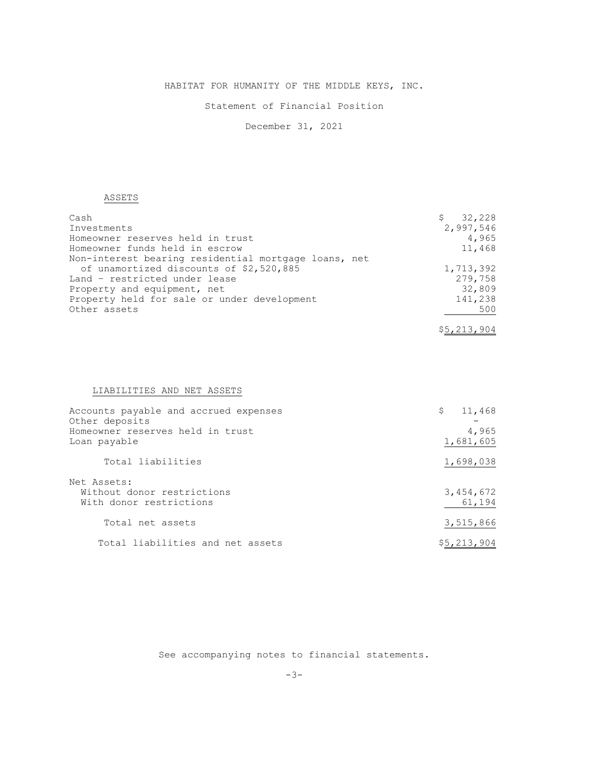# HABITAT FOR HUMANITY OF THE MIDDLE KEYS, INC.

## Statement of Financial Position

### December 31, 2021

| ASSETS | |
|---|---|
| Cash | $ 32,228 |
| Investments | 2,997,546 |
| Homeowner reserves held in trust | 4,965 |
| Homeowner funds held in escrow | 11,468 |
| Non-interest bearing residential mortgage loans, net of unamortized discounts of $2,520,885 | 1,713,392 |
| Land - restricted under lease | 279,758 |
| Property and equipment, net | 32,809 |
| Property held for sale or under development | 141,238 |
| Other assets | 500 |
| | $5,213,904 |

| LIABILITIES AND NET ASSETS | |
|---|---|
| Accounts payable and accrued expenses | $ 11,468 |
| Other deposits | - |
| Homeowner reserves held in trust | 4,965 |
| Loan payable | 1,681,605 |
| Total liabilities | 1,698,038 |
| Net Assets: | |
| Without donor restrictions | 3,454,672 |
| With donor restrictions | 61,194 |
| Total net assets | 3,515,866 |
| Total liabilities and net assets | $5,213,904 |

See accompanying notes to financial statements.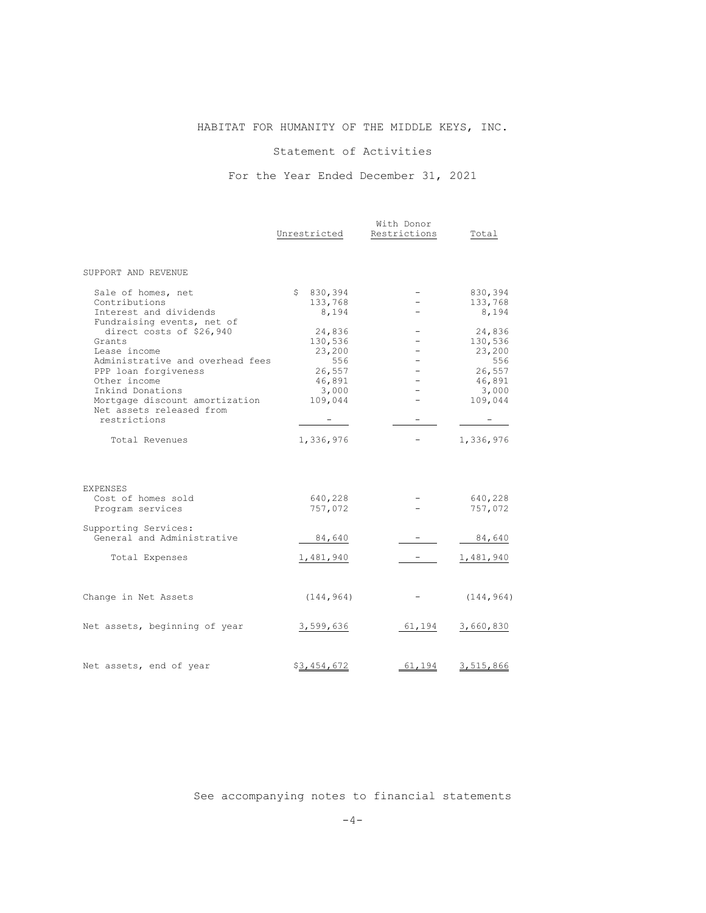# HABITAT FOR HUMANITY OF THE MIDDLE KEYS, INC.

## Statement of Activities

### For the Year Ended December 31, 2021

| | Unrestricted | With Donor Restrictions | Total |
|---|---|---|---|
| SUPPORT AND REVENUE | | | |
| Sale of homes, net | $ 830,394 | - | 830,394 |
| Contributions | 133,768 | - | 133,768 |
| Interest and dividends | 8,194 | - | 8,194 |
| Fundraising events, net of direct costs of $26,940 | 24,836 | - | 24,836 |
| Grants | 130,536 | - | 130,536 |
| Lease income | 23,200 | - | 23,200 |
| Administrative and overhead fees | 556 | - | 556 |
| PPP loan forgiveness | 26,557 | - | 26,557 |
| Other income | 46,891 | - | 46,891 |
| Inkind Donations | 3,000 | - | 3,000 |
| Mortgage discount amortization | 109,044 | - | 109,044 |
| Net assets released from restrictions | - | - | - |
| Total Revenues | 1,336,976 | - | 1,336,976 |
| EXPENSES | | | |
| Cost of homes sold | 640,228 | - | 640,228 |
| Program services | 757,072 | - | 757,072 |
| Supporting Services: | | | |
| General and Administrative | 84,640 | - | 84,640 |
| Total Expenses | 1,481,940 | - | 1,481,940 |
| Change in Net Assets | (144,964) | - | (144,964) |
| Net assets, beginning of year | 3,599,636 | 61,194 | 3,660,830 |
| Net assets, end of year | $3,454,672 | 61,194 | 3,515,866 |

See accompanying notes to financial statements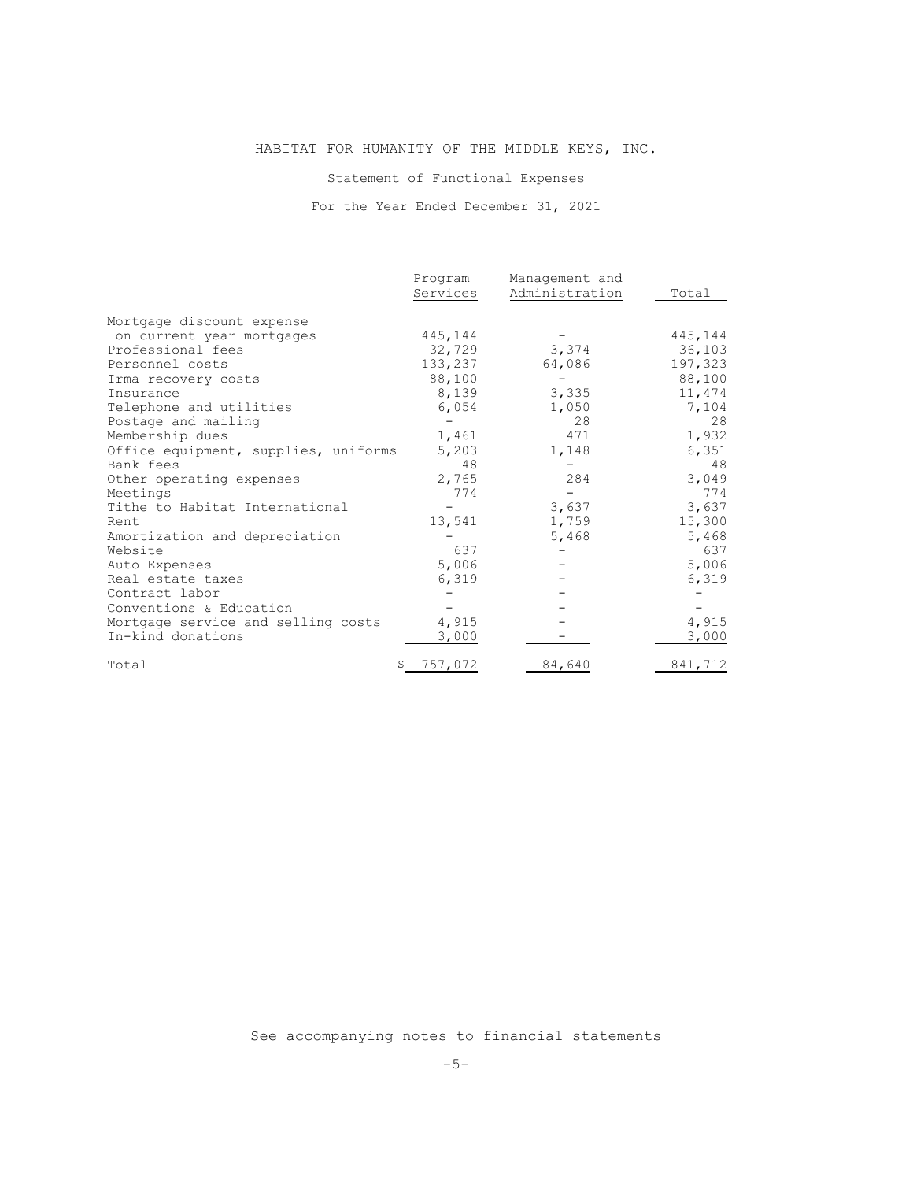# HABITAT FOR HUMANITY OF THE MIDDLE KEYS, INC.

## Statement of Functional Expenses

### For the Year Ended December 31, 2021

| | Program Services | Management and Administration | Total |
|---|---|---|---|
| Mortgage discount expense on current year mortgages | 445,144 | - | 445,144 |
| Professional fees | 32,729 | 3,374 | 36,103 |
| Personnel costs | 133,237 | 64,086 | 197,323 |
| Irma recovery costs | 88,100 | - | 88,100 |
| Insurance | 8,139 | 3,335 | 11,474 |
| Telephone and utilities | 6,054 | 1,050 | 7,104 |
| Postage and mailing | - | 28 | 28 |
| Membership dues | 1,461 | 471 | 1,932 |
| Office equipment, supplies, uniforms | 5,203 | 1,148 | 6,351 |
| Bank fees | 48 | - | 48 |
| Other operating expenses | 2,765 | 284 | 3,049 |
| Meetings | 774 | - | 774 |
| Tithe to Habitat International | - | 3,637 | 3,637 |
| Rent | 13,541 | 1,759 | 15,300 |
| Amortization and depreciation | - | 5,468 | 5,468 |
| Website | 637 | - | 637 |
| Auto Expenses | 5,006 | - | 5,006 |
| Real estate taxes | 6,319 | - | 6,319 |
| Contract labor | - | - | - |
| Conventions & Education | - | - | - |
| Mortgage service and selling costs | 4,915 | - | 4,915 |
| In-kind donations | 3,000 | - | 3,000 |
| Total | $ 757,072 | 84,640 | 841,712 |

See accompanying notes to financial statements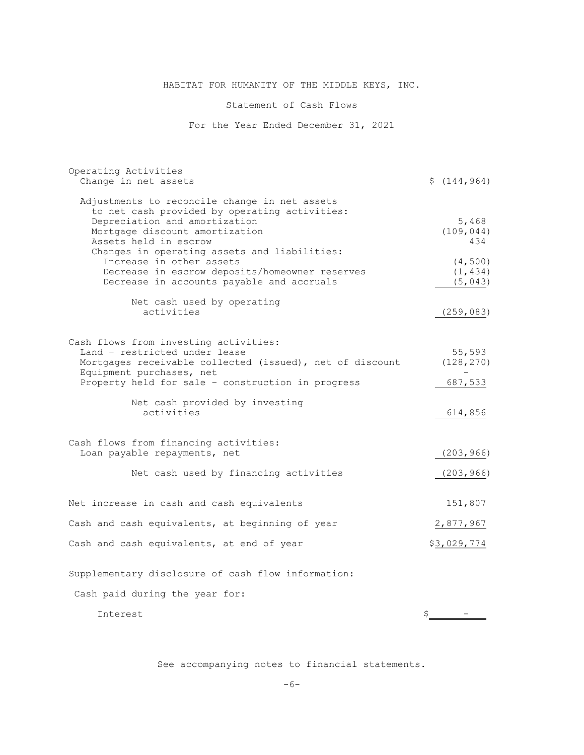# HABITAT FOR HUMANITY OF THE MIDDLE KEYS, INC.

## Statement of Cash Flows

### For the Year Ended December 31, 2021

| | |
|---|---|
| **Operating Activities** | |
| Change in net assets | $ (144,964) |
| Adjustments to reconcile change in net assets to net cash provided by operating activities: | |
| Depreciation and amortization | 5,468 |
| Mortgage discount amortization | (109,044) |
| Assets held in escrow | 434 |
| Changes in operating assets and liabilities: | |
| Increase in other assets | (4,500) |
| Decrease in escrow deposits/homeowner reserves | (1,434) |
| Decrease in accounts payable and accruals | (5,043) |
| Net cash used by operating activities | (259,083) |
| **Cash flows from investing activities:** | |
| Land – restricted under lease | 55,593 |
| Mortgages receivable collected (issued), net of discount | (128,270) |
| Equipment purchases, net | - |
| Property held for sale – construction in progress | 687,533 |
| Net cash provided by investing activities | 614,856 |
| **Cash flows from financing activities:** | |
| Loan payable repayments, net | (203,966) |
| Net cash used by financing activities | (203,966) |
| Net increase in cash and cash equivalents | 151,807 |
| Cash and cash equivalents, at beginning of year | 2,877,967 |
| Cash and cash equivalents, at end of year | $3,029,774 |

Supplementary disclosure of cash flow information:

Cash paid during the year for:

| | |
|---|---|
| Interest | $ - |

See accompanying notes to financial statements.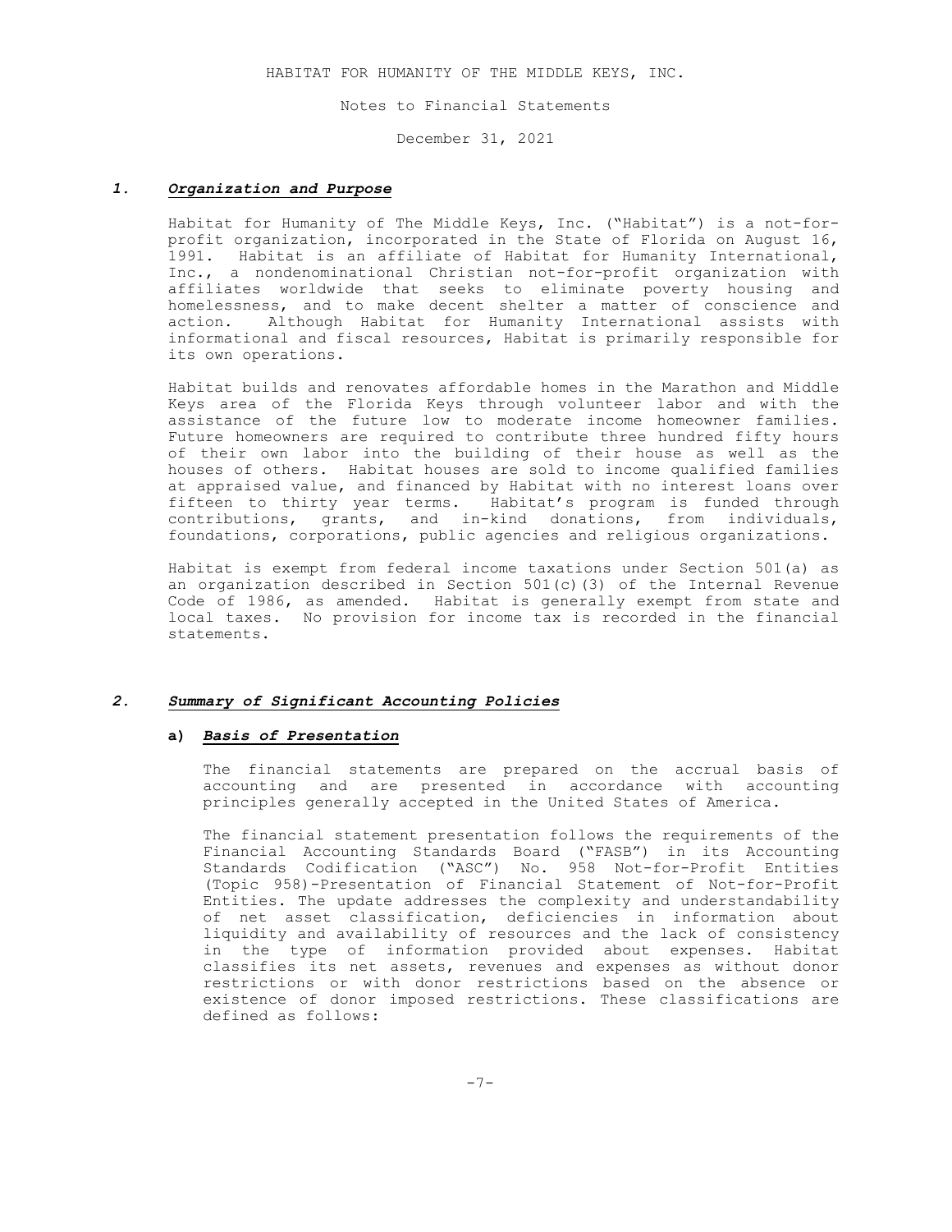HABITAT FOR HUMANITY OF THE MIDDLE KEYS, INC.

Notes to Financial Statements

December 31, 2021

## *1. Organization and Purpose*

Habitat for Humanity of The Middle Keys, Inc. ("Habitat") is a not-for-profit organization, incorporated in the State of Florida on August 16, 1991. Habitat is an affiliate of Habitat for Humanity International, Inc., a nondenominational Christian not-for-profit organization with affiliates worldwide that seeks to eliminate poverty housing and homelessness, and to make decent shelter a matter of conscience and action. Although Habitat for Humanity International assists with informational and fiscal resources, Habitat is primarily responsible for its own operations.

Habitat builds and renovates affordable homes in the Marathon and Middle Keys area of the Florida Keys through volunteer labor and with the assistance of the future low to moderate income homeowner families. Future homeowners are required to contribute three hundred fifty hours of their own labor into the building of their house as well as the houses of others. Habitat houses are sold to income qualified families at appraised value, and financed by Habitat with no interest loans over fifteen to thirty year terms. Habitat's program is funded through contributions, grants, and in-kind donations, from individuals, foundations, corporations, public agencies and religious organizations.

Habitat is exempt from federal income taxations under Section 501(a) as an organization described in Section 501(c)(3) of the Internal Revenue Code of 1986, as amended. Habitat is generally exempt from state and local taxes. No provision for income tax is recorded in the financial statements.

## *2. Summary of Significant Accounting Policies*

### a) *Basis of Presentation*

The financial statements are prepared on the accrual basis of accounting and are presented in accordance with accounting principles generally accepted in the United States of America.

The financial statement presentation follows the requirements of the Financial Accounting Standards Board ("FASB") in its Accounting Standards Codification ("ASC") No. 958 Not-for-Profit Entities (Topic 958)-Presentation of Financial Statement of Not-for-Profit Entities. The update addresses the complexity and understandability of net asset classification, deficiencies in information about liquidity and availability of resources and the lack of consistency in the type of information provided about expenses. Habitat classifies its net assets, revenues and expenses as without donor restrictions or with donor restrictions based on the absence or existence of donor imposed restrictions. These classifications are defined as follows: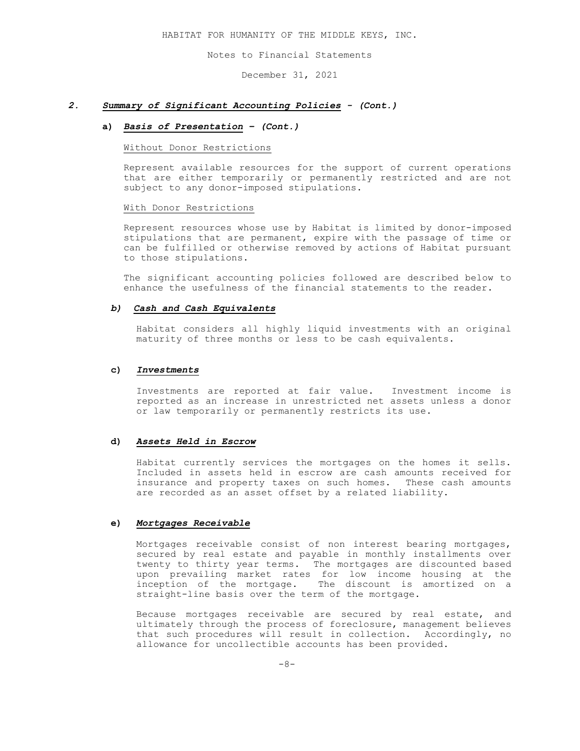## 2. *Summary of Significant Accounting Policies - (Cont.)*

### a) *Basis of Presentation – (Cont.)*

Without Donor Restrictions

Represent available resources for the support of current operations that are either temporarily or permanently restricted and are not subject to any donor-imposed stipulations.

With Donor Restrictions

Represent resources whose use by Habitat is limited by donor-imposed stipulations that are permanent, expire with the passage of time or can be fulfilled or otherwise removed by actions of Habitat pursuant to those stipulations.

The significant accounting policies followed are described below to enhance the usefulness of the financial statements to the reader.

### b) *Cash and Cash Equivalents*

Habitat considers all highly liquid investments with an original maturity of three months or less to be cash equivalents.

### c) *Investments*

Investments are reported at fair value. Investment income is reported as an increase in unrestricted net assets unless a donor or law temporarily or permanently restricts its use.

### d) *Assets Held in Escrow*

Habitat currently services the mortgages on the homes it sells. Included in assets held in escrow are cash amounts received for insurance and property taxes on such homes. These cash amounts are recorded as an asset offset by a related liability.

### e) *Mortgages Receivable*

Mortgages receivable consist of non interest bearing mortgages, secured by real estate and payable in monthly installments over twenty to thirty year terms. The mortgages are discounted based upon prevailing market rates for low income housing at the inception of the mortgage. The discount is amortized on a straight-line basis over the term of the mortgage.

Because mortgages receivable are secured by real estate, and ultimately through the process of foreclosure, management believes that such procedures will result in collection. Accordingly, no allowance for uncollectible accounts has been provided.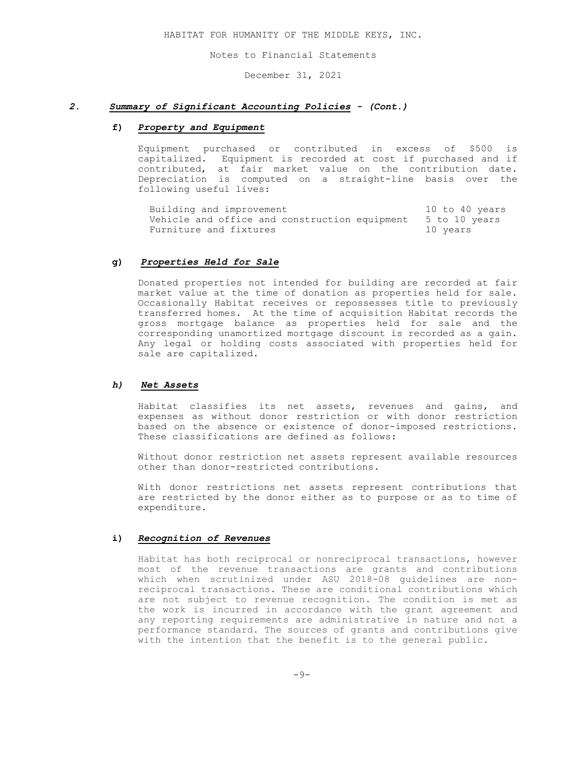## 2. *Summary of Significant Accounting Policies - (Cont.)*

### f) *Property and Equipment*

Equipment purchased or contributed in excess of $500 is capitalized. Equipment is recorded at cost if purchased and if contributed, at fair market value on the contribution date. Depreciation is computed on a straight-line basis over the following useful lives:

| | |
|---|---|
| Building and improvement | 10 to 40 years |
| Vehicle and office and construction equipment | 5 to 10 years |
| Furniture and fixtures | 10 years |

### g) *Properties Held for Sale*

Donated properties not intended for building are recorded at fair market value at the time of donation as properties held for sale. Occasionally Habitat receives or repossesses title to previously transferred homes. At the time of acquisition Habitat records the gross mortgage balance as properties held for sale and the corresponding unamortized mortgage discount is recorded as a gain. Any legal or holding costs associated with properties held for sale are capitalized.

### *h) Net Assets*

Habitat classifies its net assets, revenues and gains, and expenses as without donor restriction or with donor restriction based on the absence or existence of donor-imposed restrictions. These classifications are defined as follows:

Without donor restriction net assets represent available resources other than donor-restricted contributions.

With donor restrictions net assets represent contributions that are restricted by the donor either as to purpose or as to time of expenditure.

### i) *Recognition of Revenues*

Habitat has both reciprocal or nonreciprocal transactions, however most of the revenue transactions are grants and contributions which when scrutinized under ASU 2018-08 guidelines are non-reciprocal transactions. These are conditional contributions which are not subject to revenue recognition. The condition is met as the work is incurred in accordance with the grant agreement and any reporting requirements are administrative in nature and not a performance standard. The sources of grants and contributions give with the intention that the benefit is to the general public.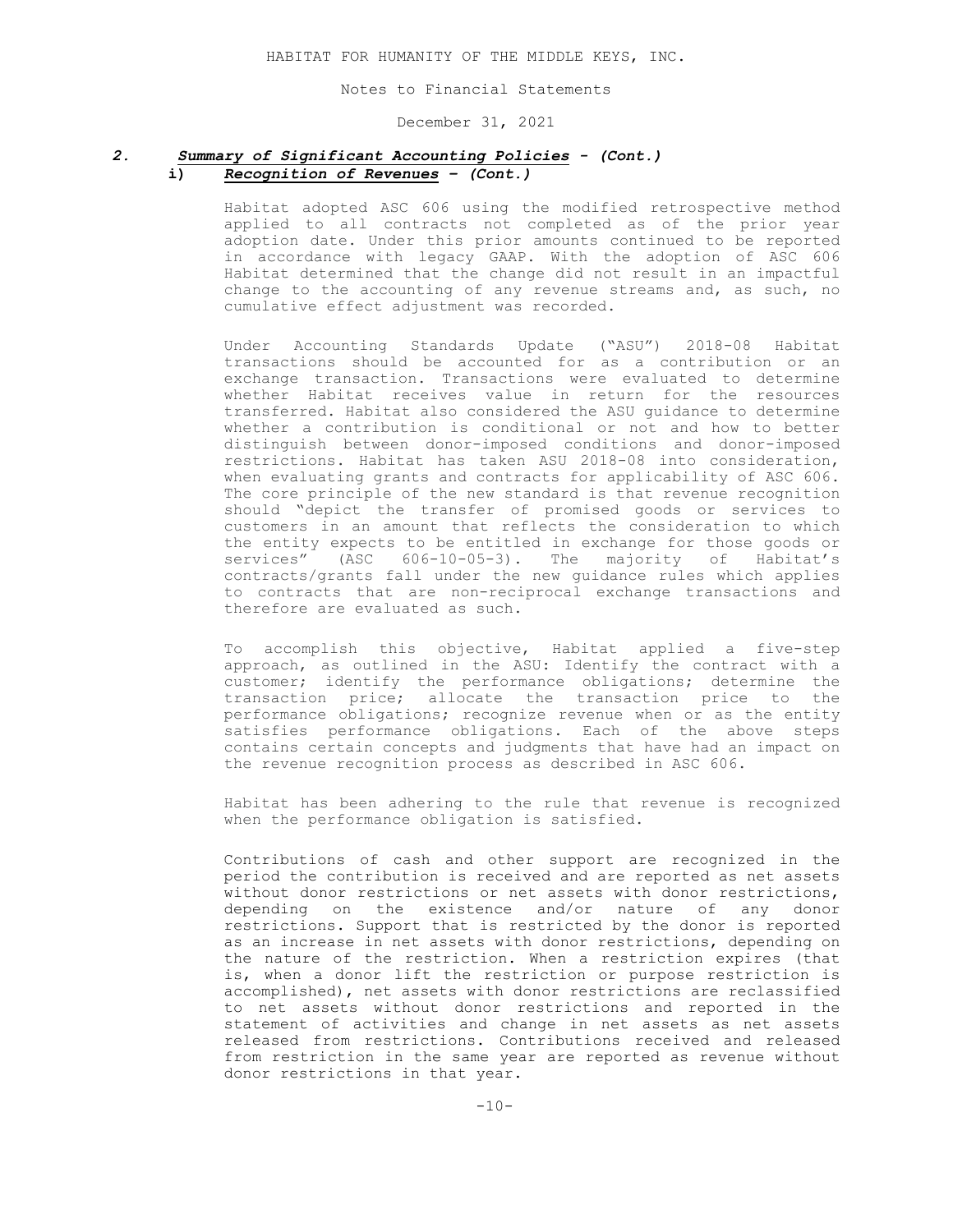## 2. *Summary of Significant Accounting Policies - (Cont.)*

### i) *Recognition of Revenues – (Cont.)*

Habitat adopted ASC 606 using the modified retrospective method applied to all contracts not completed as of the prior year adoption date. Under this prior amounts continued to be reported in accordance with legacy GAAP. With the adoption of ASC 606 Habitat determined that the change did not result in an impactful change to the accounting of any revenue streams and, as such, no cumulative effect adjustment was recorded.

Under Accounting Standards Update ("ASU") 2018-08 Habitat transactions should be accounted for as a contribution or an exchange transaction. Transactions were evaluated to determine whether Habitat receives value in return for the resources transferred. Habitat also considered the ASU guidance to determine whether a contribution is conditional or not and how to better distinguish between donor-imposed conditions and donor-imposed restrictions. Habitat has taken ASU 2018-08 into consideration, when evaluating grants and contracts for applicability of ASC 606. The core principle of the new standard is that revenue recognition should "depict the transfer of promised goods or services to customers in an amount that reflects the consideration to which the entity expects to be entitled in exchange for those goods or services" (ASC 606-10-05-3). The majority of Habitat's contracts/grants fall under the new guidance rules which applies to contracts that are non-reciprocal exchange transactions and therefore are evaluated as such.

To accomplish this objective, Habitat applied a five-step approach, as outlined in the ASU: Identify the contract with a customer; identify the performance obligations; determine the transaction price; allocate the transaction price to the performance obligations; recognize revenue when or as the entity satisfies performance obligations. Each of the above steps contains certain concepts and judgments that have had an impact on the revenue recognition process as described in ASC 606.

Habitat has been adhering to the rule that revenue is recognized when the performance obligation is satisfied.

Contributions of cash and other support are recognized in the period the contribution is received and are reported as net assets without donor restrictions or net assets with donor restrictions, depending on the existence and/or nature of any donor restrictions. Support that is restricted by the donor is reported as an increase in net assets with donor restrictions, depending on the nature of the restriction. When a restriction expires (that is, when a donor lift the restriction or purpose restriction is accomplished), net assets with donor restrictions are reclassified to net assets without donor restrictions and reported in the statement of activities and change in net assets as net assets released from restrictions. Contributions received and released from restriction in the same year are reported as revenue without donor restrictions in that year.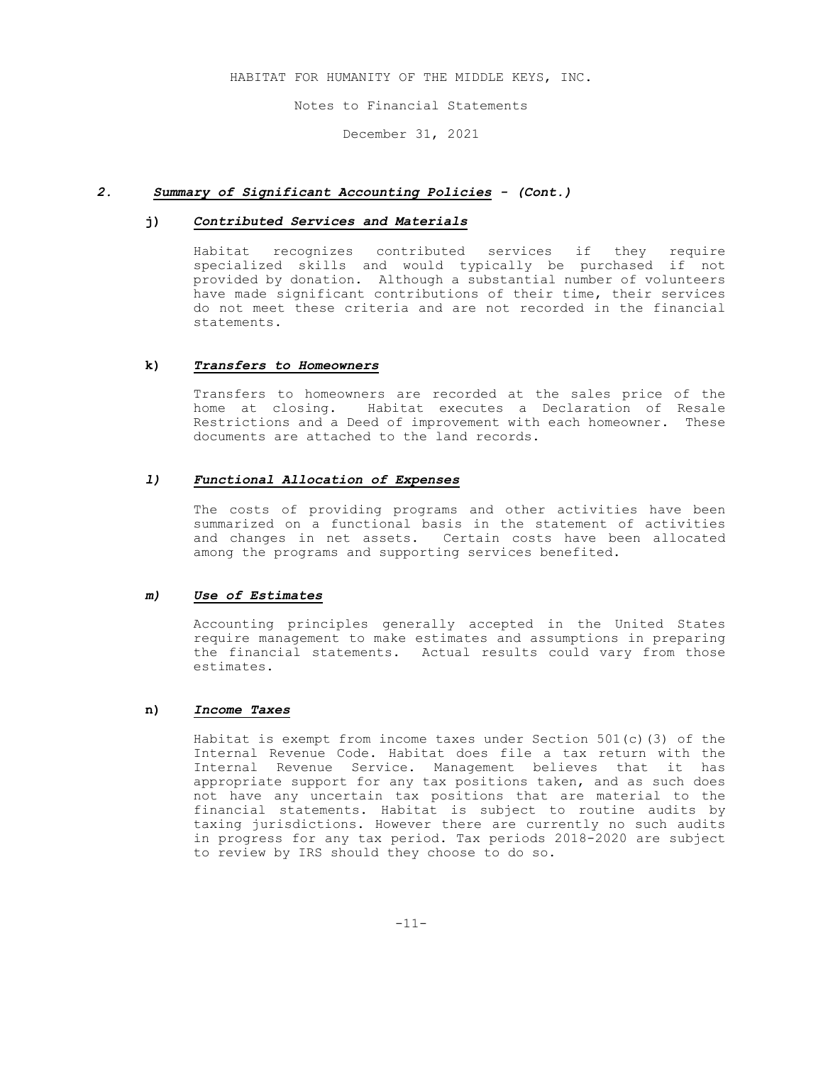HABITAT FOR HUMANITY OF THE MIDDLE KEYS, INC.

Notes to Financial Statements

December 31, 2021

## 2. ***Summary of Significant Accounting Policies - (Cont.)***

### j) ***Contributed Services and Materials***

Habitat recognizes contributed services if they require specialized skills and would typically be purchased if not provided by donation. Although a substantial number of volunteers have made significant contributions of their time, their services do not meet these criteria and are not recorded in the financial statements.

### k) ***Transfers to Homeowners***

Transfers to homeowners are recorded at the sales price of the home at closing. Habitat executes a Declaration of Resale Restrictions and a Deed of improvement with each homeowner. These documents are attached to the land records.

### l) ***Functional Allocation of Expenses***

The costs of providing programs and other activities have been summarized on a functional basis in the statement of activities and changes in net assets. Certain costs have been allocated among the programs and supporting services benefited.

### m) ***Use of Estimates***

Accounting principles generally accepted in the United States require management to make estimates and assumptions in preparing the financial statements. Actual results could vary from those estimates.

### n) ***Income Taxes***

Habitat is exempt from income taxes under Section 501(c)(3) of the Internal Revenue Code. Habitat does file a tax return with the Internal Revenue Service. Management believes that it has appropriate support for any tax positions taken, and as such does not have any uncertain tax positions that are material to the financial statements. Habitat is subject to routine audits by taxing jurisdictions. However there are currently no such audits in progress for any tax period. Tax periods 2018-2020 are subject to review by IRS should they choose to do so.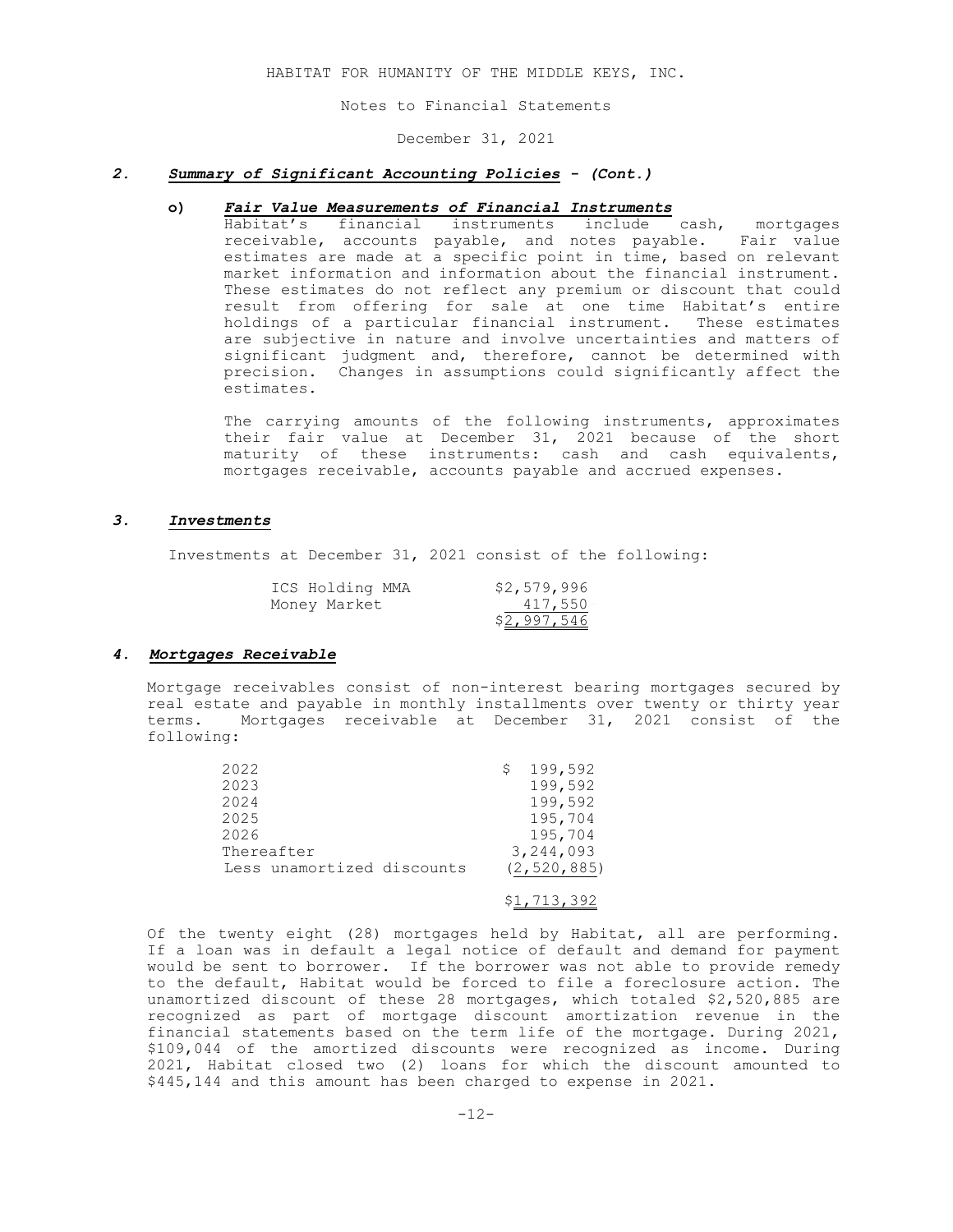HABITAT FOR HUMANITY OF THE MIDDLE KEYS, INC.

Notes to Financial Statements

December 31, 2021

## 2. *Summary of Significant Accounting Policies - (Cont.)*

### o) *Fair Value Measurements of Financial Instruments*

Habitat's financial instruments include cash, mortgages receivable, accounts payable, and notes payable. Fair value estimates are made at a specific point in time, based on relevant market information and information about the financial instrument. These estimates do not reflect any premium or discount that could result from offering for sale at one time Habitat's entire holdings of a particular financial instrument. These estimates are subjective in nature and involve uncertainties and matters of significant judgment and, therefore, cannot be determined with precision. Changes in assumptions could significantly affect the estimates.

The carrying amounts of the following instruments, approximates their fair value at December 31, 2021 because of the short maturity of these instruments: cash and cash equivalents, mortgages receivable, accounts payable and accrued expenses.

## 3. *Investments*

Investments at December 31, 2021 consist of the following:

| | |
|---|---|
| ICS Holding MMA | $2,579,996 |
| Money Market | 417,550 |
| | $2,997,546 |

## 4. *Mortgages Receivable*

Mortgage receivables consist of non-interest bearing mortgages secured by real estate and payable in monthly installments over twenty or thirty year terms. Mortgages receivable at December 31, 2021 consist of the following:

| | |
|---|---|
| 2022 | $ 199,592 |
| 2023 | 199,592 |
| 2024 | 199,592 |
| 2025 | 195,704 |
| 2026 | 195,704 |
| Thereafter | 3,244,093 |
| Less unamortized discounts | (2,520,885) |
| | $1,713,392 |

Of the twenty eight (28) mortgages held by Habitat, all are performing. If a loan was in default a legal notice of default and demand for payment would be sent to borrower. If the borrower was not able to provide remedy to the default, Habitat would be forced to file a foreclosure action. The unamortized discount of these 28 mortgages, which totaled $2,520,885 are recognized as part of mortgage discount amortization revenue in the financial statements based on the term life of the mortgage. During 2021, $109,044 of the amortized discounts were recognized as income. During 2021, Habitat closed two (2) loans for which the discount amounted to $445,144 and this amount has been charged to expense in 2021.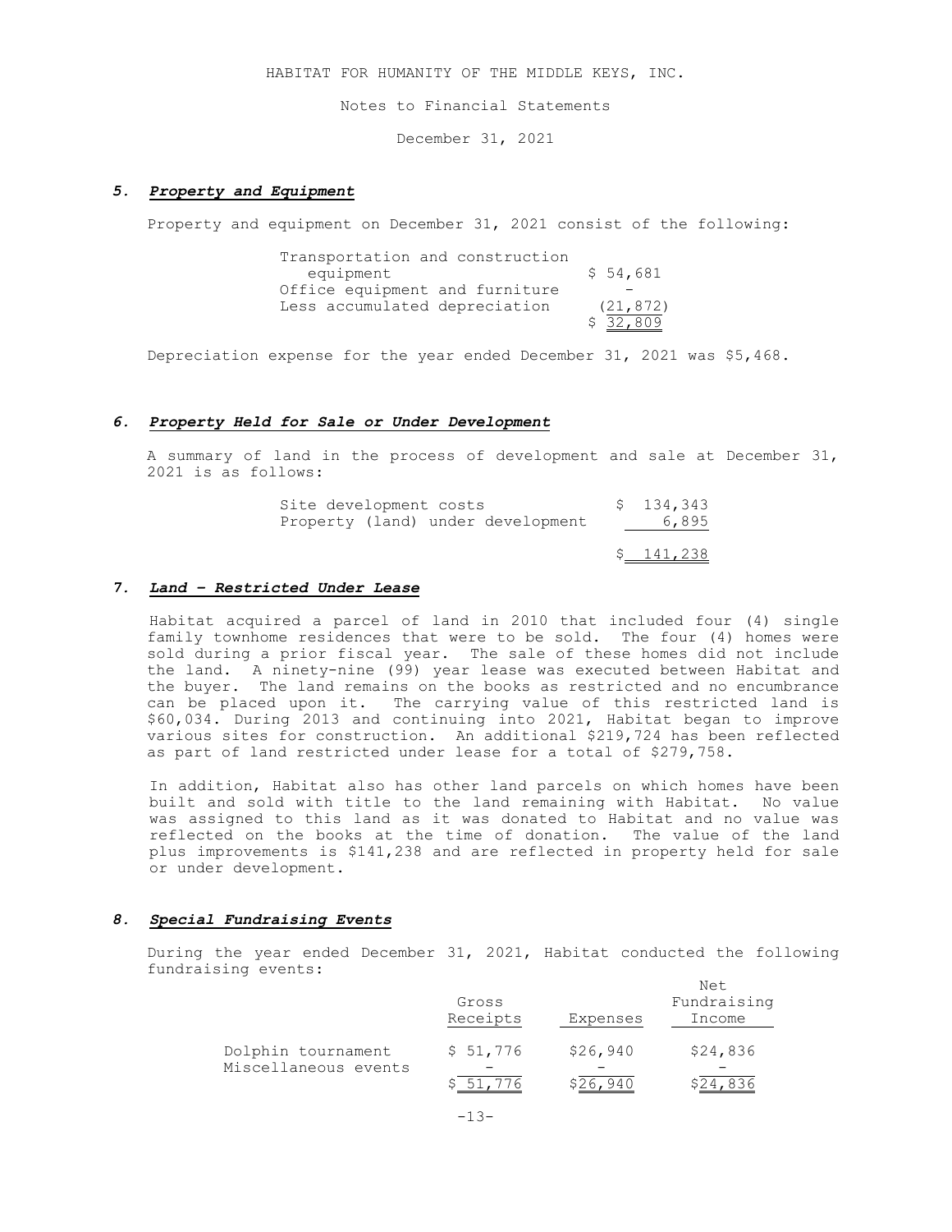HABITAT FOR HUMANITY OF THE MIDDLE KEYS, INC.

Notes to Financial Statements

December 31, 2021

### 5. *Property and Equipment*

Property and equipment on December 31, 2021 consist of the following:

| | |
|---|---|
| Transportation and construction equipment | $ 54,681 |
| Office equipment and furniture | - |
| Less accumulated depreciation | (21,872) |
| | $ 32,809 |

Depreciation expense for the year ended December 31, 2021 was $5,468.

### 6. *Property Held for Sale or Under Development*

A summary of land in the process of development and sale at December 31, 2021 is as follows:

| | |
|---|---|
| Site development costs | $ 134,343 |
| Property (land) under development | 6,895 |
| | $ 141,238 |

### 7. *Land – Restricted Under Lease*

Habitat acquired a parcel of land in 2010 that included four (4) single family townhome residences that were to be sold. The four (4) homes were sold during a prior fiscal year. The sale of these homes did not include the land. A ninety-nine (99) year lease was executed between Habitat and the buyer. The land remains on the books as restricted and no encumbrance can be placed upon it. The carrying value of this restricted land is $60,034. During 2013 and continuing into 2021, Habitat began to improve various sites for construction. An additional $219,724 has been reflected as part of land restricted under lease for a total of $279,758.

In addition, Habitat also has other land parcels on which homes have been built and sold with title to the land remaining with Habitat. No value was assigned to this land as it was donated to Habitat and no value was reflected on the books at the time of donation. The value of the land plus improvements is $141,238 and are reflected in property held for sale or under development.

### 8. *Special Fundraising Events*

During the year ended December 31, 2021, Habitat conducted the following fundraising events:

| | Gross Receipts | Expenses | Net Fundraising Income |
|---|---|---|---|
| Dolphin tournament | $ 51,776 | $26,940 | $24,836 |
| Miscellaneous events | - | - | - |
| | $ 51,776 | $26,940 | $24,836 |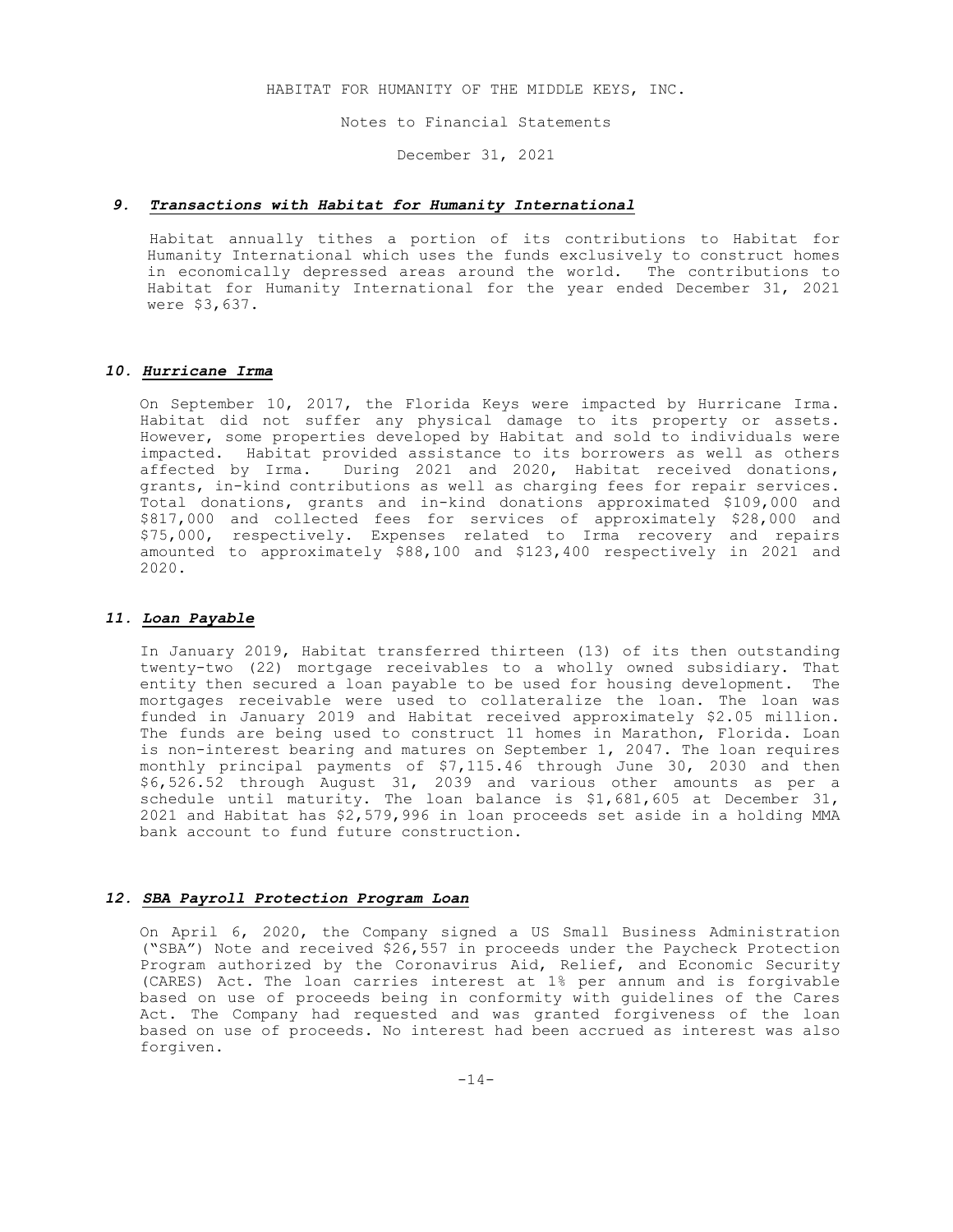HABITAT FOR HUMANITY OF THE MIDDLE KEYS, INC.

Notes to Financial Statements

December 31, 2021

### *9. Transactions with Habitat for Humanity International*

Habitat annually tithes a portion of its contributions to Habitat for Humanity International which uses the funds exclusively to construct homes in economically depressed areas around the world. The contributions to Habitat for Humanity International for the year ended December 31, 2021 were $3,637.

### *10. Hurricane Irma*

On September 10, 2017, the Florida Keys were impacted by Hurricane Irma. Habitat did not suffer any physical damage to its property or assets. However, some properties developed by Habitat and sold to individuals were impacted. Habitat provided assistance to its borrowers as well as others affected by Irma. During 2021 and 2020, Habitat received donations, grants, in-kind contributions as well as charging fees for repair services. Total donations, grants and in-kind donations approximated $109,000 and $817,000 and collected fees for services of approximately $28,000 and $75,000, respectively. Expenses related to Irma recovery and repairs amounted to approximately $88,100 and $123,400 respectively in 2021 and 2020.

### *11. Loan Payable*

In January 2019, Habitat transferred thirteen (13) of its then outstanding twenty-two (22) mortgage receivables to a wholly owned subsidiary. That entity then secured a loan payable to be used for housing development. The mortgages receivable were used to collateralize the loan. The loan was funded in January 2019 and Habitat received approximately $2.05 million. The funds are being used to construct 11 homes in Marathon, Florida. Loan is non-interest bearing and matures on September 1, 2047. The loan requires monthly principal payments of $7,115.46 through June 30, 2030 and then $6,526.52 through August 31, 2039 and various other amounts as per a schedule until maturity. The loan balance is $1,681,605 at December 31, 2021 and Habitat has $2,579,996 in loan proceeds set aside in a holding MMA bank account to fund future construction.

### *12. SBA Payroll Protection Program Loan*

On April 6, 2020, the Company signed a US Small Business Administration ("SBA") Note and received $26,557 in proceeds under the Paycheck Protection Program authorized by the Coronavirus Aid, Relief, and Economic Security (CARES) Act. The loan carries interest at 1% per annum and is forgivable based on use of proceeds being in conformity with guidelines of the Cares Act. The Company had requested and was granted forgiveness of the loan based on use of proceeds. No interest had been accrued as interest was also forgiven.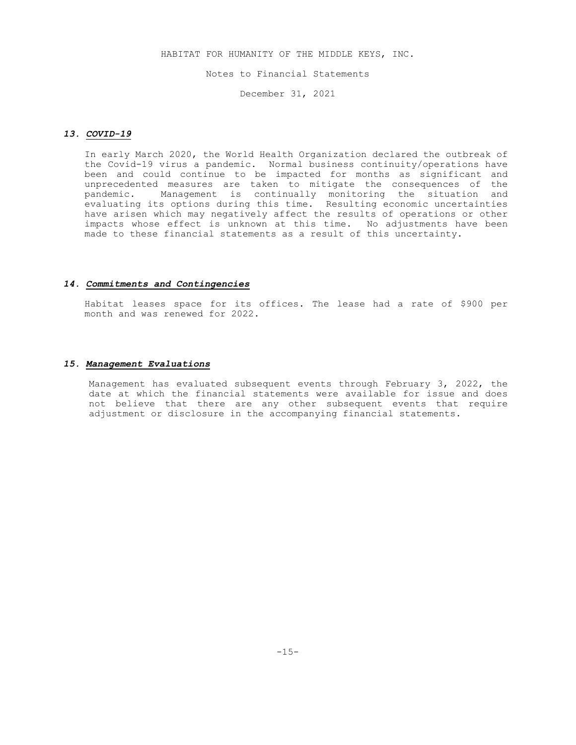HABITAT FOR HUMANITY OF THE MIDDLE KEYS, INC.

Notes to Financial Statements

December 31, 2021

### ***13. COVID-19***

In early March 2020, the World Health Organization declared the outbreak of the Covid-19 virus a pandemic. Normal business continuity/operations have been and could continue to be impacted for months as significant and unprecedented measures are taken to mitigate the consequences of the pandemic. Management is continually monitoring the situation and evaluating its options during this time. Resulting economic uncertainties have arisen which may negatively affect the results of operations or other impacts whose effect is unknown at this time. No adjustments have been made to these financial statements as a result of this uncertainty.

### ***14. Commitments and Contingencies***

Habitat leases space for its offices. The lease had a rate of $900 per month and was renewed for 2022.

### ***15. Management Evaluations***

Management has evaluated subsequent events through February 3, 2022, the date at which the financial statements were available for issue and does not believe that there are any other subsequent events that require adjustment or disclosure in the accompanying financial statements.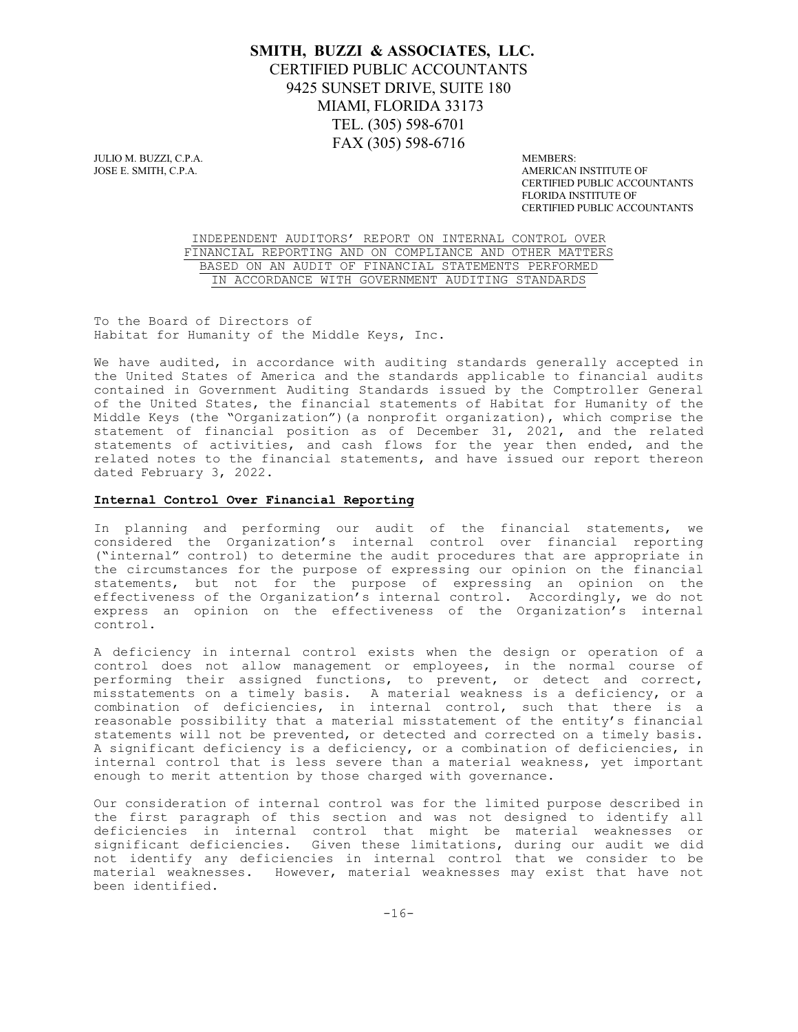**SMITH, BUZZI & ASSOCIATES, LLC.**
CERTIFIED PUBLIC ACCOUNTANTS
9425 SUNSET DRIVE, SUITE 180
MIAMI, FLORIDA 33173
TEL. (305) 598-6701
FAX (305) 598-6716

JULIO M. BUZZI, C.P.A.
JOSE E. SMITH, C.P.A.

MEMBERS:
AMERICAN INSTITUTE OF CERTIFIED PUBLIC ACCOUNTANTS
FLORIDA INSTITUTE OF CERTIFIED PUBLIC ACCOUNTANTS

INDEPENDENT AUDITORS' REPORT ON INTERNAL CONTROL OVER FINANCIAL REPORTING AND ON COMPLIANCE AND OTHER MATTERS BASED ON AN AUDIT OF FINANCIAL STATEMENTS PERFORMED IN ACCORDANCE WITH GOVERNMENT AUDITING STANDARDS

To the Board of Directors of
Habitat for Humanity of the Middle Keys, Inc.

We have audited, in accordance with auditing standards generally accepted in the United States of America and the standards applicable to financial audits contained in Government Auditing Standards issued by the Comptroller General of the United States, the financial statements of Habitat for Humanity of the Middle Keys (the "Organization")(a nonprofit organization), which comprise the statement of financial position as of December 31, 2021, and the related statements of activities, and cash flows for the year then ended, and the related notes to the financial statements, and have issued our report thereon dated February 3, 2022.

**Internal Control Over Financial Reporting**

In planning and performing our audit of the financial statements, we considered the Organization's internal control over financial reporting ("internal" control) to determine the audit procedures that are appropriate in the circumstances for the purpose of expressing our opinion on the financial statements, but not for the purpose of expressing an opinion on the effectiveness of the Organization's internal control. Accordingly, we do not express an opinion on the effectiveness of the Organization's internal control.

A deficiency in internal control exists when the design or operation of a control does not allow management or employees, in the normal course of performing their assigned functions, to prevent, or detect and correct, misstatements on a timely basis. A material weakness is a deficiency, or a combination of deficiencies, in internal control, such that there is a reasonable possibility that a material misstatement of the entity's financial statements will not be prevented, or detected and corrected on a timely basis. A significant deficiency is a deficiency, or a combination of deficiencies, in internal control that is less severe than a material weakness, yet important enough to merit attention by those charged with governance.

Our consideration of internal control was for the limited purpose described in the first paragraph of this section and was not designed to identify all deficiencies in internal control that might be material weaknesses or significant deficiencies. Given these limitations, during our audit we did not identify any deficiencies in internal control that we consider to be material weaknesses. However, material weaknesses may exist that have not been identified.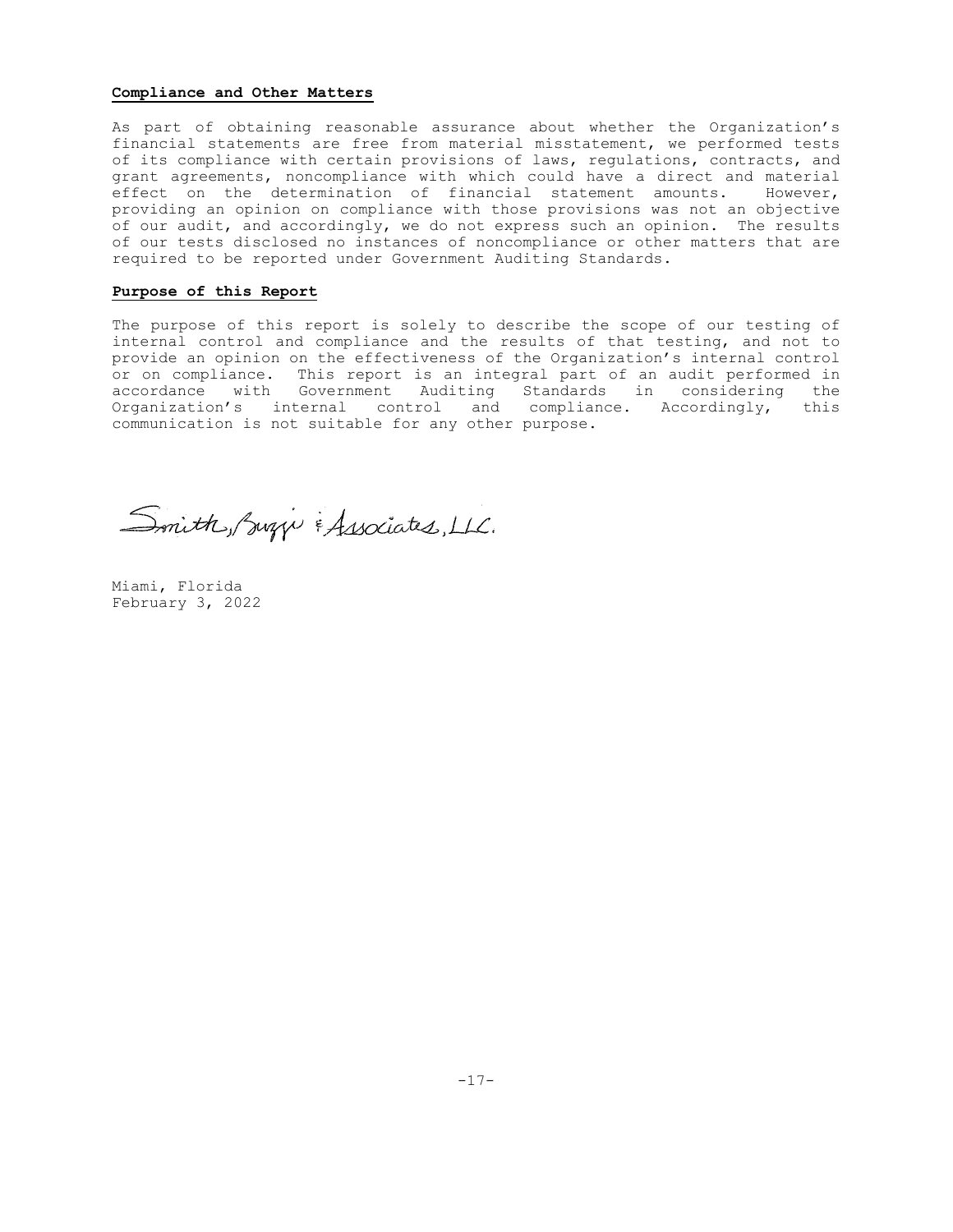**Compliance and Other Matters**

As part of obtaining reasonable assurance about whether the Organization's financial statements are free from material misstatement, we performed tests of its compliance with certain provisions of laws, regulations, contracts, and grant agreements, noncompliance with which could have a direct and material effect on the determination of financial statement amounts. However, providing an opinion on compliance with those provisions was not an objective of our audit, and accordingly, we do not express such an opinion. The results of our tests disclosed no instances of noncompliance or other matters that are required to be reported under Government Auditing Standards.

**Purpose of this Report**

The purpose of this report is solely to describe the scope of our testing of internal control and compliance and the results of that testing, and not to provide an opinion on the effectiveness of the Organization's internal control or on compliance. This report is an integral part of an audit performed in accordance with Government Auditing Standards in considering the Organization's internal control and compliance. Accordingly, this communication is not suitable for any other purpose.

Smith, Buzzi & Associates, LLC.

Miami, Florida
February 3, 2022